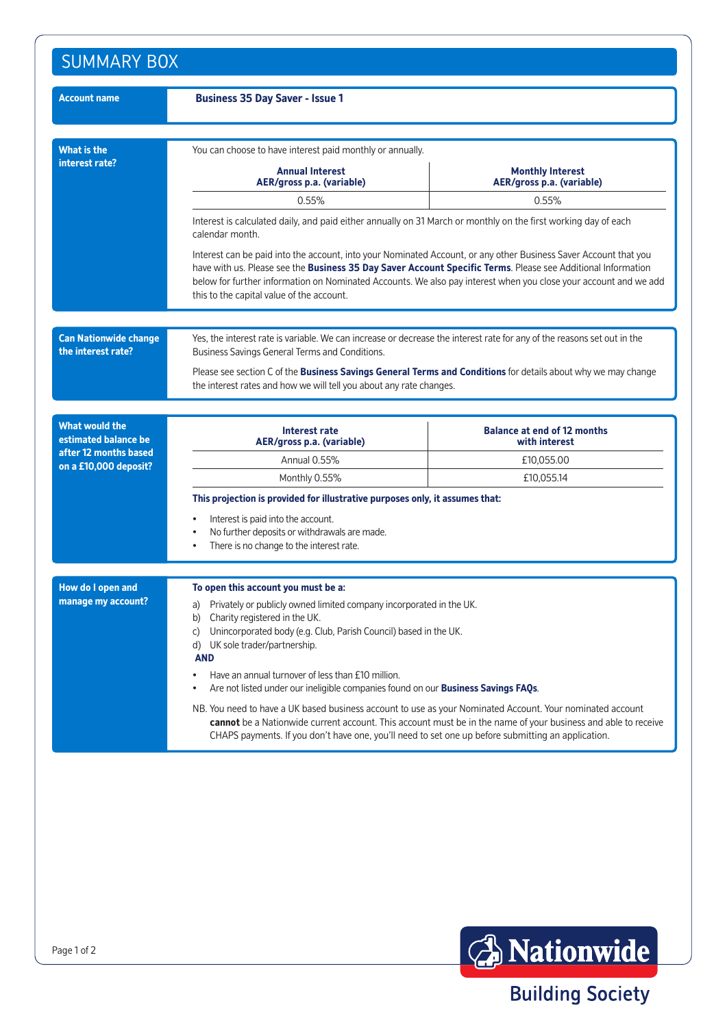# SUMMARY BOX

**Account name**

**Business 35 Day Saver - Issue 1**

**What is the interest rate?**

You can choose to have interest paid monthly or annually.

| Annual Interest AER/gross p.a. (variable) | Monthly Interest AER/gross p.a. (variable) |
|---|---|
| 0.55% | 0.55% |

Interest is calculated daily, and paid either annually on 31 March or monthly on the first working day of each calendar month.

Interest can be paid into the account, into your Nominated Account, or any other Business Saver Account that you have with us. Please see the **Business 35 Day Saver Account Specific Terms**. Please see Additional Information below for further information on Nominated Accounts. We also pay interest when you close your account and we add this to the capital value of the account.

**Can Nationwide change the interest rate?**

Yes, the interest rate is variable. We can increase or decrease the interest rate for any of the reasons set out in the Business Savings General Terms and Conditions.

Please see section C of the **Business Savings General Terms and Conditions** for details about why we may change the interest rates and how we will tell you about any rate changes.

**What would the estimated balance be after 12 months based on a £10,000 deposit?**

| Interest rate AER/gross p.a. (variable) | Balance at end of 12 months with interest |
|---|---|
| Annual 0.55% | £10,055.00 |
| Monthly 0.55% | £10,055.14 |

**This projection is provided for illustrative purposes only, it assumes that:**

- Interest is paid into the account.
- No further deposits or withdrawals are made.
- There is no change to the interest rate.

**How do I open and manage my account?**

**To open this account you must be a:**

a) Privately or publicly owned limited company incorporated in the UK.
b) Charity registered in the UK.
c) Unincorporated body (e.g. Club, Parish Council) based in the UK.
d) UK sole trader/partnership.

**AND**

- Have an annual turnover of less than £10 million.
- Are not listed under our ineligible companies found on our **Business Savings FAQs**.

NB. You need to have a UK based business account to use as your Nominated Account. Your nominated account **cannot** be a Nationwide current account. This account must be in the name of your business and able to receive CHAPS payments. If you don't have one, you'll need to set one up before submitting an application.

Nationwide Building Society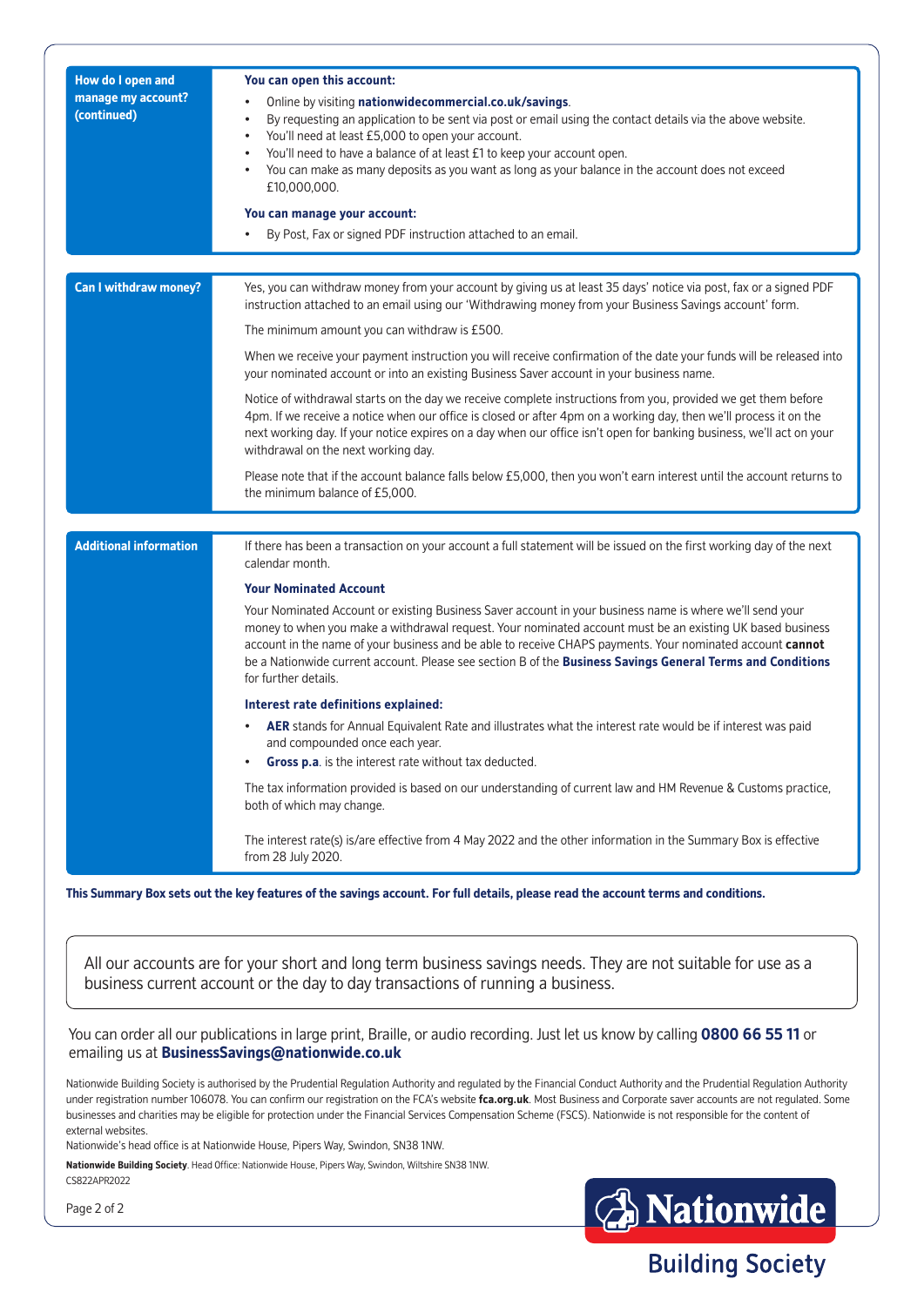| | |
|---|---|
| **How do I open and manage my account? (continued)** | **You can open this account:**<br>• Online by visiting **nationwidecommercial.co.uk/savings**.<br>• By requesting an application to be sent via post or email using the contact details via the above website.<br>• You'll need at least £5,000 to open your account.<br>• You'll need to have a balance of at least £1 to keep your account open.<br>• You can make as many deposits as you want as long as your balance in the account does not exceed £10,000,000.<br>**You can manage your account:**<br>• By Post, Fax or signed PDF instruction attached to an email. |
| **Can I withdraw money?** | Yes, you can withdraw money from your account by giving us at least 35 days' notice via post, fax or a signed PDF instruction attached to an email using our 'Withdrawing money from your Business Savings account' form.<br>The minimum amount you can withdraw is £500.<br>When we receive your payment instruction you will receive confirmation of the date your funds will be released into your nominated account or into an existing Business Saver account in your business name.<br>Notice of withdrawal starts on the day we receive complete instructions from you, provided we get them before 4pm. If we receive a notice when our office is closed or after 4pm on a working day, then we'll process it on the next working day. If your notice expires on a day when our office isn't open for banking business, we'll act on your withdrawal on the next working day.<br>Please note that if the account balance falls below £5,000, then you won't earn interest until the account returns to the minimum balance of £5,000. |
| **Additional information** | If there has been a transaction on your account a full statement will be issued on the first working day of the next calendar month.<br>**Your Nominated Account**<br>Your Nominated Account or existing Business Saver account in your business name is where we'll send your money to when you make a withdrawal request. Your nominated account must be an existing UK based business account in the name of your business and be able to receive CHAPS payments. Your nominated account **cannot** be a Nationwide current account. Please see section B of the **Business Savings General Terms and Conditions** for further details.<br>**Interest rate definitions explained:**<br>• **AER** stands for Annual Equivalent Rate and illustrates what the interest rate would be if interest was paid and compounded once each year.<br>• **Gross p.a**. is the interest rate without tax deducted.<br>The tax information provided is based on our understanding of current law and HM Revenue & Customs practice, both of which may change.<br>The interest rate(s) is/are effective from 4 May 2022 and the other information in the Summary Box is effective from 28 July 2020. |

**This Summary Box sets out the key features of the savings account. For full details, please read the account terms and conditions.**

All our accounts are for your short and long term business savings needs. They are not suitable for use as a business current account or the day to day transactions of running a business.

You can order all our publications in large print, Braille, or audio recording. Just let us know by calling **0800 66 55 11** or emailing us at **BusinessSavings@nationwide.co.uk**

Nationwide Building Society is authorised by the Prudential Regulation Authority and regulated by the Financial Conduct Authority and the Prudential Regulation Authority under registration number 106078. You can confirm our registration on the FCA's website **fca.org.uk**. Most Business and Corporate saver accounts are not regulated. Some businesses and charities may be eligible for protection under the Financial Services Compensation Scheme (FSCS). Nationwide is not responsible for the content of external websites.

Nationwide's head office is at Nationwide House, Pipers Way, Swindon, SN38 1NW.

**Nationwide Building Society**. Head Office: Nationwide House, Pipers Way, Swindon, Wiltshire SN38 1NW.

CS822APR2022

Nationwide Building Society